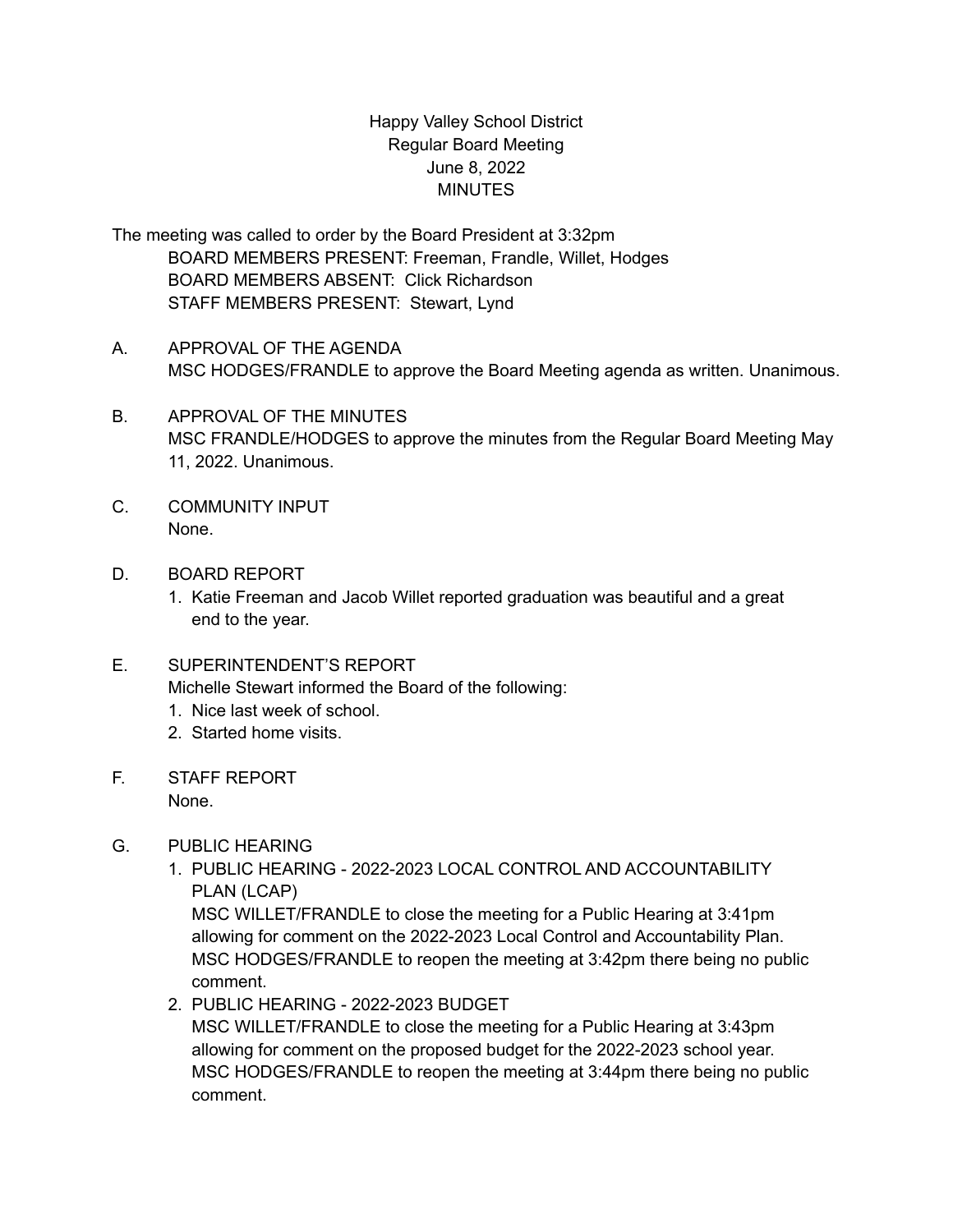# Happy Valley School District
## Regular Board Meeting
## June 8, 2022
## MINUTES

The meeting was called to order by the Board President at 3:32pm

BOARD MEMBERS PRESENT: Freeman, Frandle, Willet, Hodges
BOARD MEMBERS ABSENT: Click Richardson
STAFF MEMBERS PRESENT: Stewart, Lynd

A. APPROVAL OF THE AGENDA
MSC HODGES/FRANDLE to approve the Board Meeting agenda as written. Unanimous.

B. APPROVAL OF THE MINUTES
MSC FRANDLE/HODGES to approve the minutes from the Regular Board Meeting May 11, 2022. Unanimous.

C. COMMUNITY INPUT
None.

D. BOARD REPORT
1. Katie Freeman and Jacob Willet reported graduation was beautiful and a great end to the year.

E. SUPERINTENDENT'S REPORT
Michelle Stewart informed the Board of the following:
1. Nice last week of school.
2. Started home visits.

F. STAFF REPORT
None.

G. PUBLIC HEARING
1. PUBLIC HEARING - 2022-2023 LOCAL CONTROL AND ACCOUNTABILITY PLAN (LCAP)
MSC WILLET/FRANDLE to close the meeting for a Public Hearing at 3:41pm allowing for comment on the 2022-2023 Local Control and Accountability Plan.
MSC HODGES/FRANDLE to reopen the meeting at 3:42pm there being no public comment.
2. PUBLIC HEARING - 2022-2023 BUDGET
MSC WILLET/FRANDLE to close the meeting for a Public Hearing at 3:43pm allowing for comment on the proposed budget for the 2022-2023 school year.
MSC HODGES/FRANDLE to reopen the meeting at 3:44pm there being no public comment.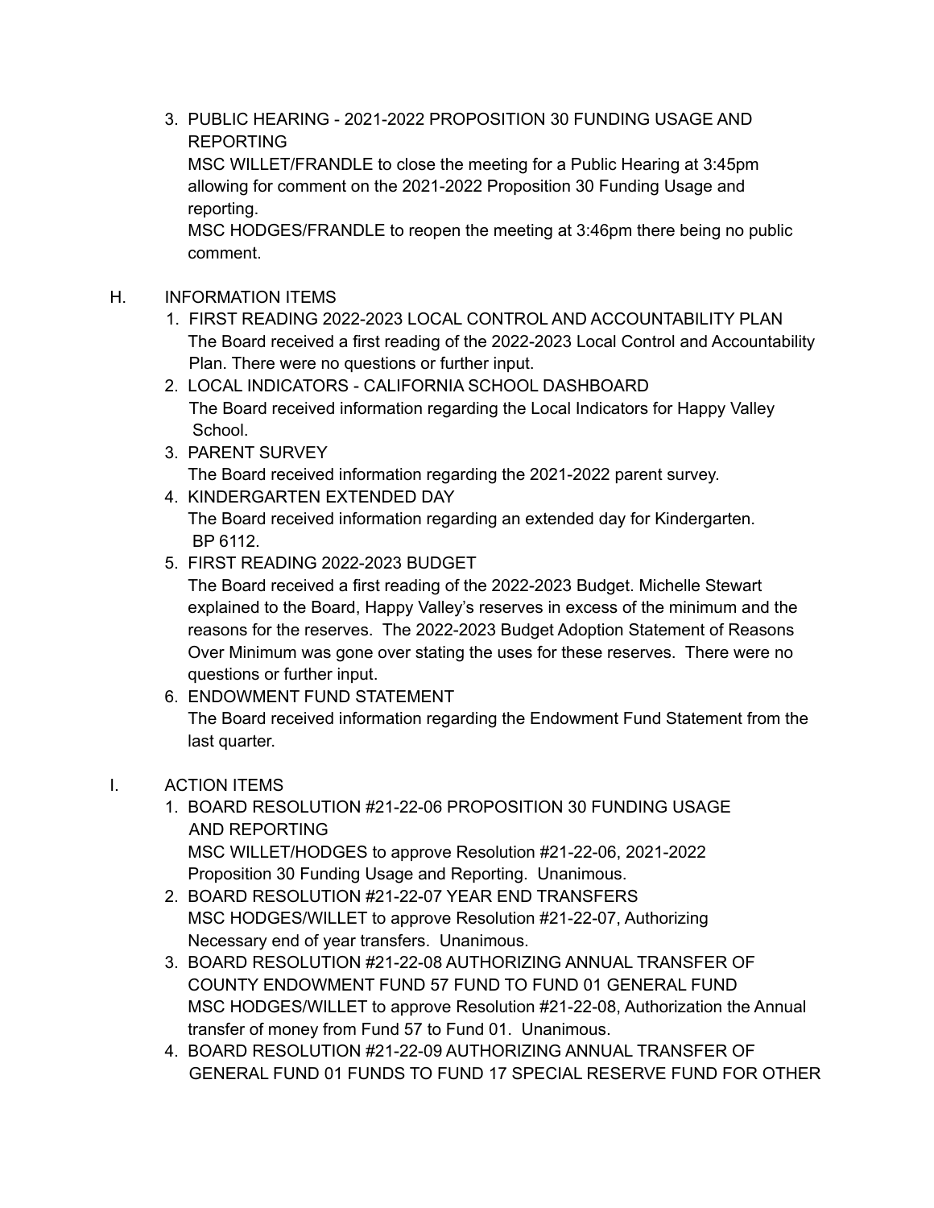3. PUBLIC HEARING - 2021-2022 PROPOSITION 30 FUNDING USAGE AND REPORTING
   MSC WILLET/FRANDLE to close the meeting for a Public Hearing at 3:45pm allowing for comment on the 2021-2022 Proposition 30 Funding Usage and reporting.
   MSC HODGES/FRANDLE to reopen the meeting at 3:46pm there being no public comment.

H. INFORMATION ITEMS

1. FIRST READING 2022-2023 LOCAL CONTROL AND ACCOUNTABILITY PLAN
   The Board received a first reading of the 2022-2023 Local Control and Accountability Plan. There were no questions or further input.
2. LOCAL INDICATORS - CALIFORNIA SCHOOL DASHBOARD
   The Board received information regarding the Local Indicators for Happy Valley School.
3. PARENT SURVEY
   The Board received information regarding the 2021-2022 parent survey.
4. KINDERGARTEN EXTENDED DAY
   The Board received information regarding an extended day for Kindergarten. BP 6112.
5. FIRST READING 2022-2023 BUDGET
   The Board received a first reading of the 2022-2023 Budget. Michelle Stewart explained to the Board, Happy Valley's reserves in excess of the minimum and the reasons for the reserves. The 2022-2023 Budget Adoption Statement of Reasons Over Minimum was gone over stating the uses for these reserves. There were no questions or further input.
6. ENDOWMENT FUND STATEMENT
   The Board received information regarding the Endowment Fund Statement from the last quarter.

I. ACTION ITEMS

1. BOARD RESOLUTION #21-22-06 PROPOSITION 30 FUNDING USAGE AND REPORTING
   MSC WILLET/HODGES to approve Resolution #21-22-06, 2021-2022 Proposition 30 Funding Usage and Reporting. Unanimous.
2. BOARD RESOLUTION #21-22-07 YEAR END TRANSFERS
   MSC HODGES/WILLET to approve Resolution #21-22-07, Authorizing Necessary end of year transfers. Unanimous.
3. BOARD RESOLUTION #21-22-08 AUTHORIZING ANNUAL TRANSFER OF COUNTY ENDOWMENT FUND 57 FUND TO FUND 01 GENERAL FUND
   MSC HODGES/WILLET to approve Resolution #21-22-08, Authorization the Annual transfer of money from Fund 57 to Fund 01. Unanimous.
4. BOARD RESOLUTION #21-22-09 AUTHORIZING ANNUAL TRANSFER OF GENERAL FUND 01 FUNDS TO FUND 17 SPECIAL RESERVE FUND FOR OTHER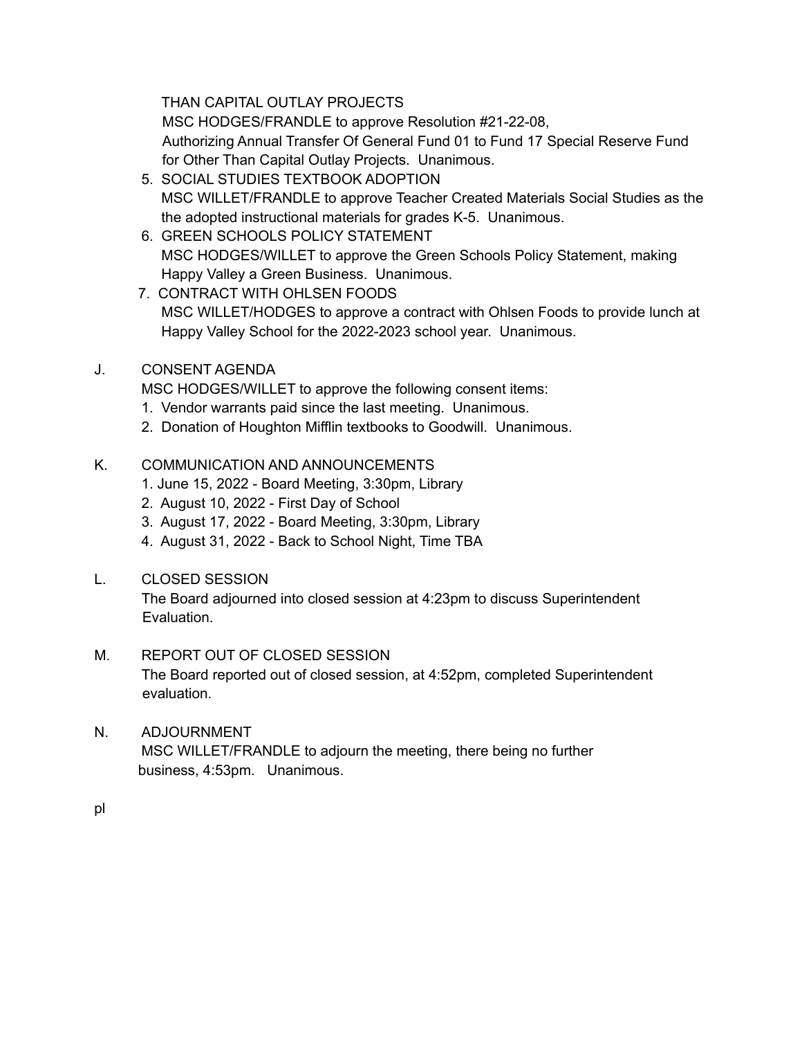THAN CAPITAL OUTLAY PROJECTS
MSC HODGES/FRANDLE to approve Resolution #21-22-08, Authorizing Annual Transfer Of General Fund 01 to Fund 17 Special Reserve Fund for Other Than Capital Outlay Projects. Unanimous.

5. SOCIAL STUDIES TEXTBOOK ADOPTION
MSC WILLET/FRANDLE to approve Teacher Created Materials Social Studies as the the adopted instructional materials for grades K-5. Unanimous.
6. GREEN SCHOOLS POLICY STATEMENT
MSC HODGES/WILLET to approve the Green Schools Policy Statement, making Happy Valley a Green Business. Unanimous.
7. CONTRACT WITH OHLSEN FOODS
MSC WILLET/HODGES to approve a contract with Ohlsen Foods to provide lunch at Happy Valley School for the 2022-2023 school year. Unanimous.

J. CONSENT AGENDA
MSC HODGES/WILLET to approve the following consent items:
1. Vendor warrants paid since the last meeting. Unanimous.
2. Donation of Houghton Mifflin textbooks to Goodwill. Unanimous.

K. COMMUNICATION AND ANNOUNCEMENTS
1. June 15, 2022 - Board Meeting, 3:30pm, Library
2. August 10, 2022 - First Day of School
3. August 17, 2022 - Board Meeting, 3:30pm, Library
4. August 31, 2022 - Back to School Night, Time TBA

L. CLOSED SESSION
The Board adjourned into closed session at 4:23pm to discuss Superintendent Evaluation.

M. REPORT OUT OF CLOSED SESSION
The Board reported out of closed session, at 4:52pm, completed Superintendent evaluation.

N. ADJOURNMENT
MSC WILLET/FRANDLE to adjourn the meeting, there being no further business, 4:53pm. Unanimous.

pl